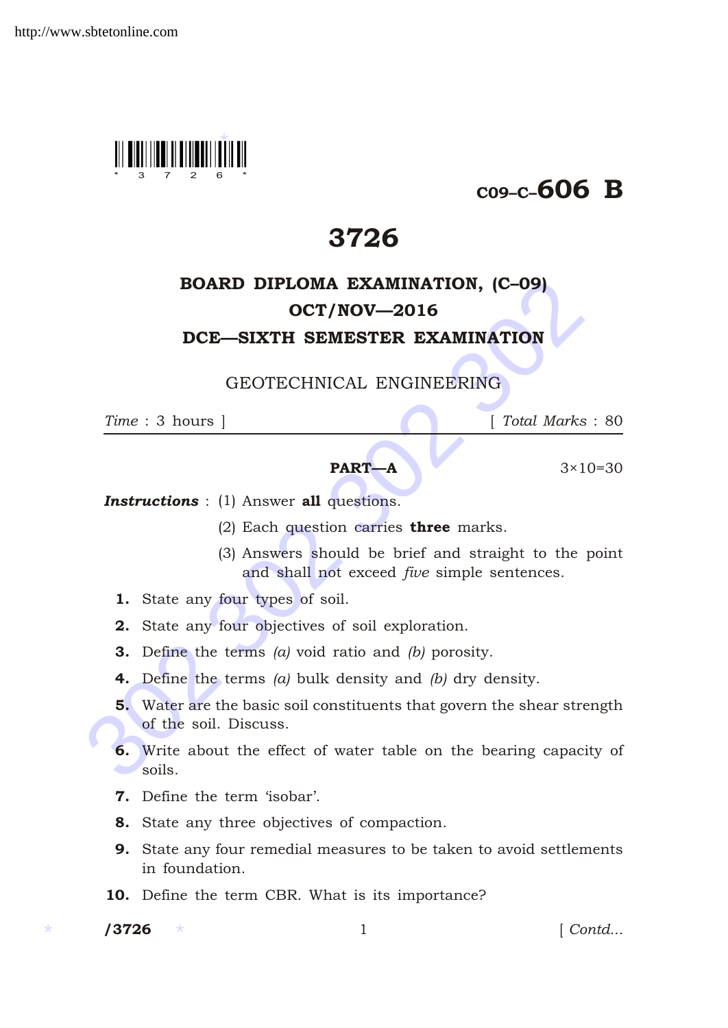C09–C–606 B

# 3726

## BOARD DIPLOMA EXAMINATION, (C–09)
## OCT/NOV—2016
## DCE—SIXTH SEMESTER EXAMINATION

### GEOTECHNICAL ENGINEERING

*Time* : 3 hours ] [ *Total Marks* : 80

**PART—A** 3×10=30

***Instructions*** : (1) Answer **all** questions.

(2) Each question carries **three** marks.

(3) Answers should be brief and straight to the point and shall not exceed *five* simple sentences.

**1.** State any four types of soil.

**2.** State any four objectives of soil exploration.

**3.** Define the terms *(a)* void ratio and *(b)* porosity.

**4.** Define the terms *(a)* bulk density and *(b)* dry density.

**5.** Water are the basic soil constituents that govern the shear strength of the soil. Discuss.

**6.** Write about the effect of water table on the bearing capacity of soils.

**7.** Define the term 'isobar'.

**8.** State any three objectives of compaction.

**9.** State any four remedial measures to be taken to avoid settlements in foundation.

**10.** Define the term CBR. What is its importance?

/3726 [ Contd...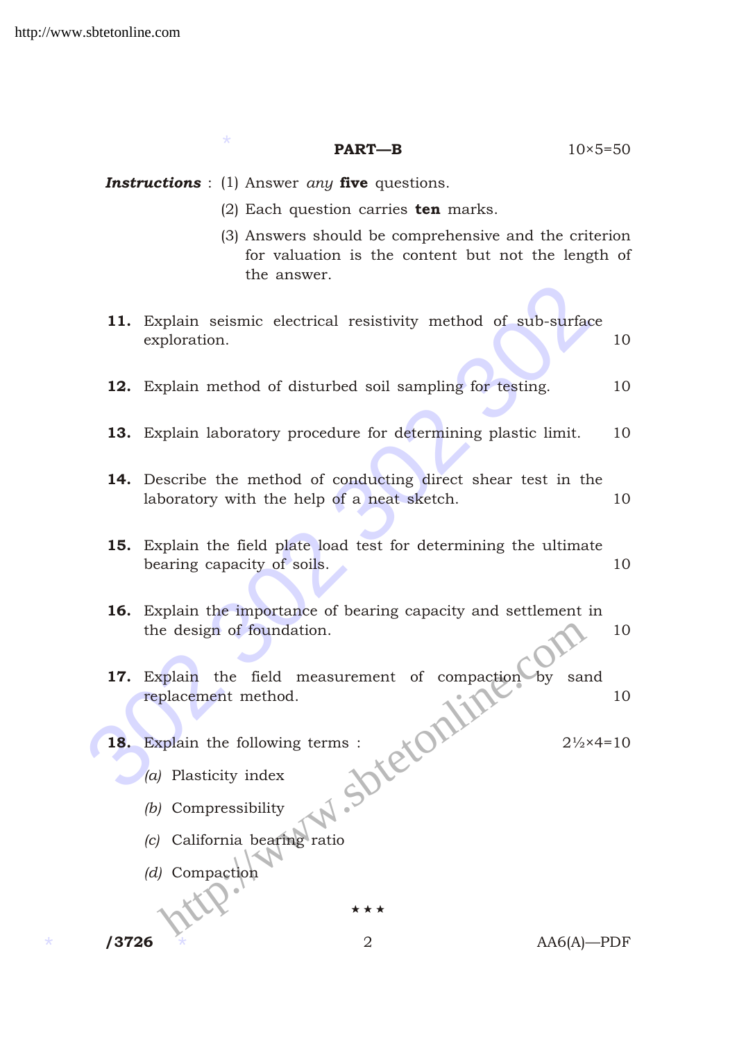## PART—B

10×5=50

***Instructions*** : (1) Answer *any* **five** questions.

(2) Each question carries **ten** marks.

(3) Answers should be comprehensive and the criterion for valuation is the content but not the length of the answer.

**11.** Explain seismic electrical resistivity method of sub-surface exploration. 10

**12.** Explain method of disturbed soil sampling for testing. 10

**13.** Explain laboratory procedure for determining plastic limit. 10

**14.** Describe the method of conducting direct shear test in the laboratory with the help of a neat sketch. 10

**15.** Explain the field plate load test for determining the ultimate bearing capacity of soils. 10

**16.** Explain the importance of bearing capacity and settlement in the design of foundation. 10

**17.** Explain the field measurement of compaction by sand replacement method. 10

**18.** Explain the following terms : 2½×4=10

*(a)* Plasticity index

*(b)* Compressibility

*(c)* California bearing ratio

*(d)* Compaction

★ ★ ★

/3726

AA6(A)—PDF